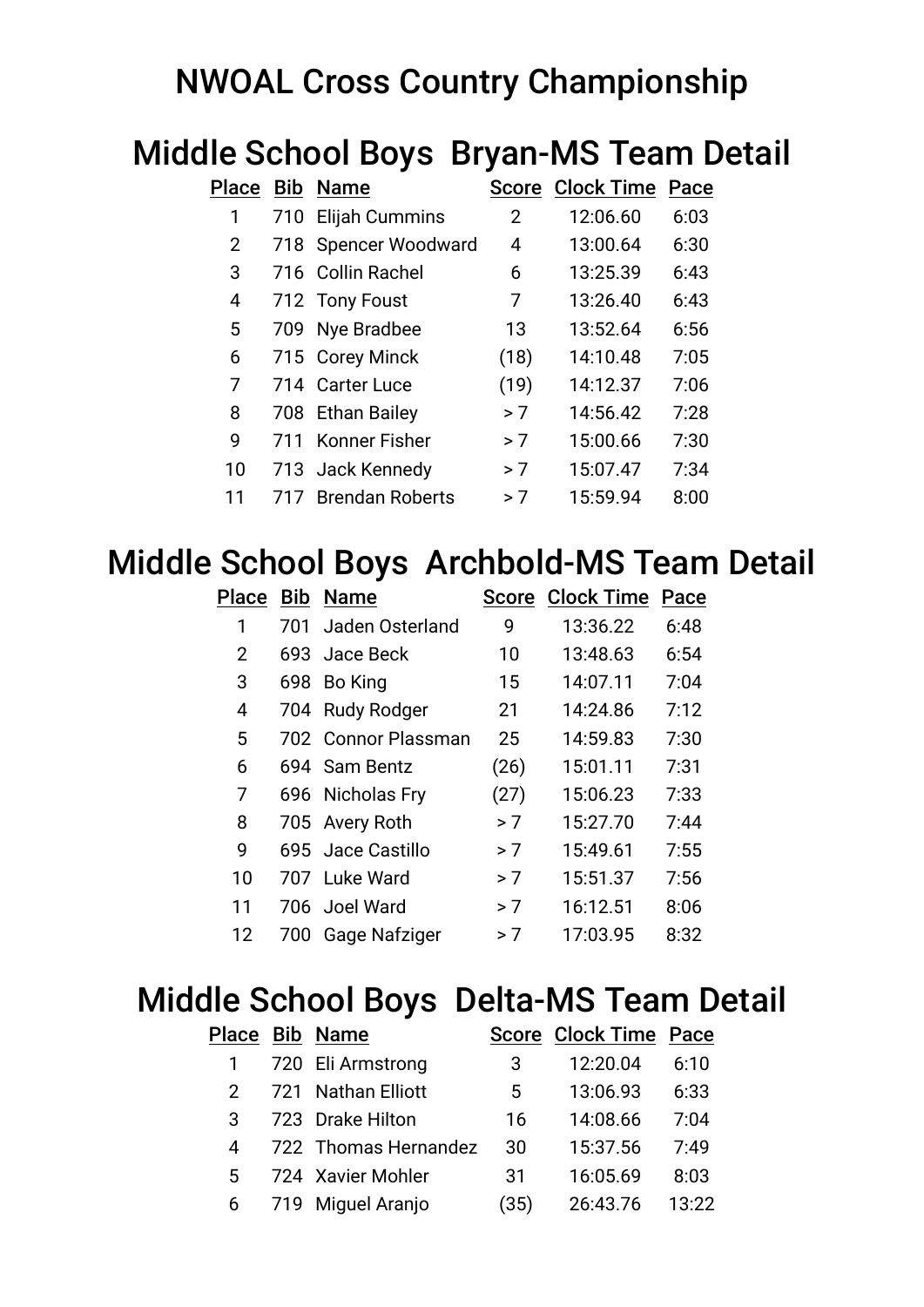# NWOAL Cross Country Championship

## Middle School Boys Bryan-MS Team Detail

| Place | Bib | Name | Score | Clock Time | Pace |
|---|---|---|---|---|---|
| 1 | 710 | Elijah Cummins | 2 | 12:06.60 | 6:03 |
| 2 | 718 | Spencer Woodward | 4 | 13:00.64 | 6:30 |
| 3 | 716 | Collin Rachel | 6 | 13:25.39 | 6:43 |
| 4 | 712 | Tony Foust | 7 | 13:26.40 | 6:43 |
| 5 | 709 | Nye Bradbee | 13 | 13:52.64 | 6:56 |
| 6 | 715 | Corey Minck | (18) | 14:10.48 | 7:05 |
| 7 | 714 | Carter Luce | (19) | 14:12.37 | 7:06 |
| 8 | 708 | Ethan Bailey | > 7 | 14:56.42 | 7:28 |
| 9 | 711 | Konner Fisher | > 7 | 15:00.66 | 7:30 |
| 10 | 713 | Jack Kennedy | > 7 | 15:07.47 | 7:34 |
| 11 | 717 | Brendan Roberts | > 7 | 15:59.94 | 8:00 |

## Middle School Boys Archbold-MS Team Detail

| Place | Bib | Name | Score | Clock Time | Pace |
|---|---|---|---|---|---|
| 1 | 701 | Jaden Osterland | 9 | 13:36.22 | 6:48 |
| 2 | 693 | Jace Beck | 10 | 13:48.63 | 6:54 |
| 3 | 698 | Bo King | 15 | 14:07.11 | 7:04 |
| 4 | 704 | Rudy Rodger | 21 | 14:24.86 | 7:12 |
| 5 | 702 | Connor Plassman | 25 | 14:59.83 | 7:30 |
| 6 | 694 | Sam Bentz | (26) | 15:01.11 | 7:31 |
| 7 | 696 | Nicholas Fry | (27) | 15:06.23 | 7:33 |
| 8 | 705 | Avery Roth | > 7 | 15:27.70 | 7:44 |
| 9 | 695 | Jace Castillo | > 7 | 15:49.61 | 7:55 |
| 10 | 707 | Luke Ward | > 7 | 15:51.37 | 7:56 |
| 11 | 706 | Joel Ward | > 7 | 16:12.51 | 8:06 |
| 12 | 700 | Gage Nafziger | > 7 | 17:03.95 | 8:32 |

## Middle School Boys Delta-MS Team Detail

| Place | Bib | Name | Score | Clock Time | Pace |
|---|---|---|---|---|---|
| 1 | 720 | Eli Armstrong | 3 | 12:20.04 | 6:10 |
| 2 | 721 | Nathan Elliott | 5 | 13:06.93 | 6:33 |
| 3 | 723 | Drake Hilton | 16 | 14:08.66 | 7:04 |
| 4 | 722 | Thomas Hernandez | 30 | 15:37.56 | 7:49 |
| 5 | 724 | Xavier Mohler | 31 | 16:05.69 | 8:03 |
| 6 | 719 | Miguel Aranjo | (35) | 26:43.76 | 13:22 |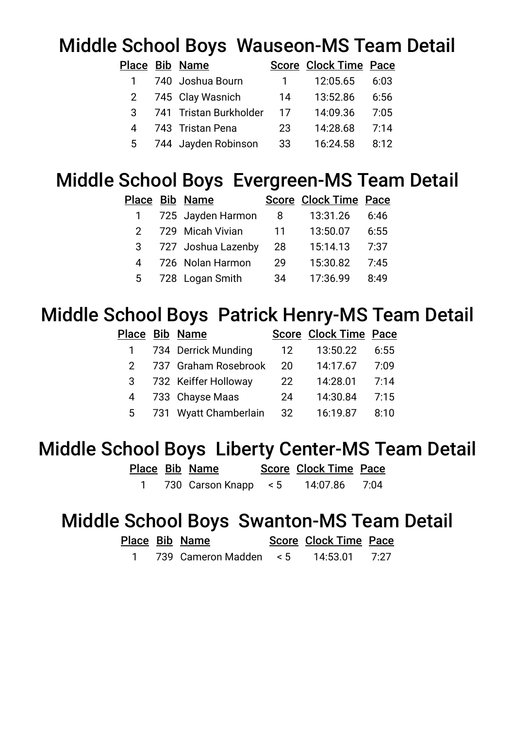## Middle School Boys Wauseon-MS Team Detail

| Place | Bib | Name | Score | Clock Time | Pace |
|---|---|---|---|---|---|
| 1 | 740 | Joshua Bourn | 1 | 12:05.65 | 6:03 |
| 2 | 745 | Clay Wasnich | 14 | 13:52.86 | 6:56 |
| 3 | 741 | Tristan Burkholder | 17 | 14:09.36 | 7:05 |
| 4 | 743 | Tristan Pena | 23 | 14:28.68 | 7:14 |
| 5 | 744 | Jayden Robinson | 33 | 16:24.58 | 8:12 |

## Middle School Boys Evergreen-MS Team Detail

| Place | Bib | Name | Score | Clock Time | Pace |
|---|---|---|---|---|---|
| 1 | 725 | Jayden Harmon | 8 | 13:31.26 | 6:46 |
| 2 | 729 | Micah Vivian | 11 | 13:50.07 | 6:55 |
| 3 | 727 | Joshua Lazenby | 28 | 15:14.13 | 7:37 |
| 4 | 726 | Nolan Harmon | 29 | 15:30.82 | 7:45 |
| 5 | 728 | Logan Smith | 34 | 17:36.99 | 8:49 |

## Middle School Boys Patrick Henry-MS Team Detail

| Place | Bib | Name | Score | Clock Time | Pace |
|---|---|---|---|---|---|
| 1 | 734 | Derrick Munding | 12 | 13:50.22 | 6:55 |
| 2 | 737 | Graham Rosebrook | 20 | 14:17.67 | 7:09 |
| 3 | 732 | Keiffer Holloway | 22 | 14:28.01 | 7:14 |
| 4 | 733 | Chayse Maas | 24 | 14:30.84 | 7:15 |
| 5 | 731 | Wyatt Chamberlain | 32 | 16:19.87 | 8:10 |

## Middle School Boys Liberty Center-MS Team Detail

| Place | Bib | Name | Score | Clock Time | Pace |
|---|---|---|---|---|---|
| 1 | 730 | Carson Knapp | < 5 | 14:07.86 | 7:04 |

## Middle School Boys Swanton-MS Team Detail

| Place | Bib | Name | Score | Clock Time | Pace |
|---|---|---|---|---|---|
| 1 | 739 | Cameron Madden | < 5 | 14:53.01 | 7:27 |